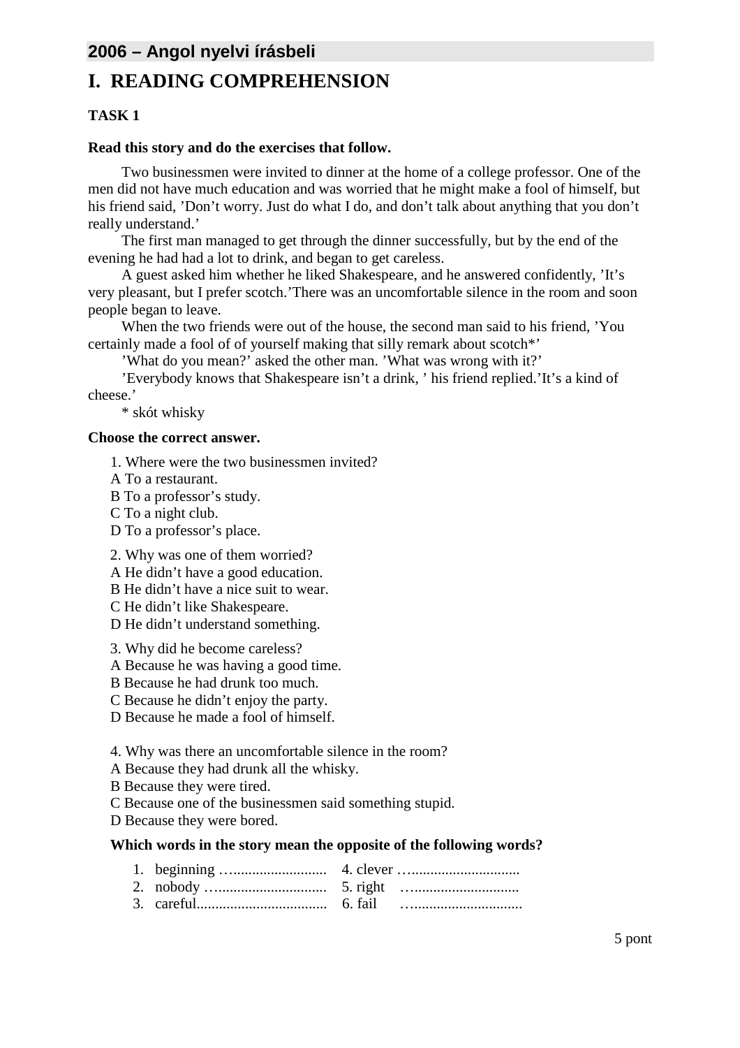## 2006 – Angol nyelvi írásbeli

# I. READING COMPREHENSION

### TASK 1

**Read this story and do the exercises that follow.**

Two businessmen were invited to dinner at the home of a college professor. One of the men did not have much education and was worried that he might make a fool of himself, but his friend said, ’Don’t worry. Just do what I do, and don’t talk about anything that you don’t really understand.’

The first man managed to get through the dinner successfully, but by the end of the evening he had had a lot to drink, and began to get careless.

A guest asked him whether he liked Shakespeare, and he answered confidently, ’It’s very pleasant, but I prefer scotch.’There was an uncomfortable silence in the room and soon people began to leave.

When the two friends were out of the house, the second man said to his friend, ’You certainly made a fool of of yourself making that silly remark about scotch*’

’What do you mean?’ asked the other man. ’What was wrong with it?’

’Everybody knows that Shakespeare isn’t a drink, ’ his friend replied.’It’s a kind of cheese.’

\* skót whisky

**Choose the correct answer.**

1. Where were the two businessmen invited?
A To a restaurant.
B To a professor’s study.
C To a night club.
D To a professor’s place.

2. Why was one of them worried?
A He didn’t have a good education.
B He didn’t have a nice suit to wear.
C He didn’t like Shakespeare.
D He didn’t understand something.

3. Why did he become careless?
A Because he was having a good time.
B Because he had drunk too much.
C Because he didn’t enjoy the party.
D Because he made a fool of himself.

4. Why was there an uncomfortable silence in the room?
A Because they had drunk all the whisky.
B Because they were tired.
C Because one of the businessmen said something stupid.
D Because they were bored.

**Which words in the story mean the opposite of the following words?**

| | |
|---|---|
| 1. beginning …......................... | 4. clever …............................ |
| 2. nobody …............................ | 5. right …............................ |
| 3. careful.................................. | 6. fail …............................. |

5 pont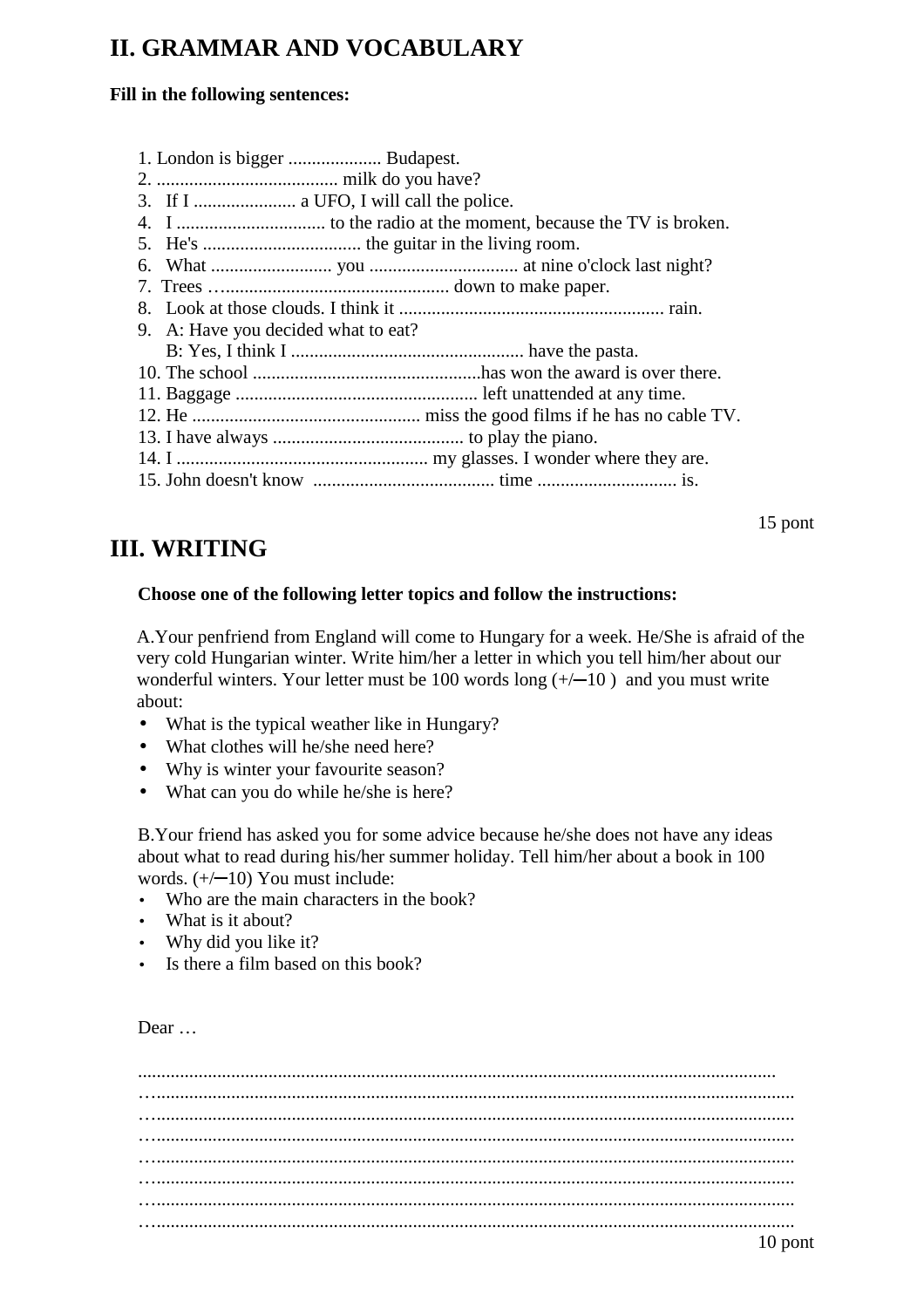## II. GRAMMAR AND VOCABULARY

**Fill in the following sentences:**

1. London is bigger .................... Budapest.
2. ....................................... milk do you have?
3. If I ...................... a UFO, I will call the police.
4. I ................................ to the radio at the moment, because the TV is broken.
5. He's .................................. the guitar in the living room.
6. What .......................... you ................................ at nine o'clock last night?
7. Trees …................................................ down to make paper.
8. Look at those clouds. I think it ......................................................... rain.
9. A: Have you decided what to eat?
   B: Yes, I think I ................................................. have the pasta.
10. The school .................................................has won the award is over there.
11. Baggage .................................................... left unattended at any time.
12. He ................................................. miss the good films if he has no cable TV.
13. I have always ......................................... to play the piano.
14. I ...................................................... my glasses. I wonder where they are.
15. John doesn't know ....................................... time .............................. is.

15 pont

## III. WRITING

**Choose one of the following letter topics and follow the instructions:**

A.Your penfriend from England will come to Hungary for a week. He/She is afraid of the very cold Hungarian winter. Write him/her a letter in which you tell him/her about our wonderful winters. Your letter must be 100 words long (+/─10 ) and you must write about:

- What is the typical weather like in Hungary?
- What clothes will he/she need here?
- Why is winter your favourite season?
- What can you do while he/she is here?

B.Your friend has asked you for some advice because he/she does not have any ideas about what to read during his/her summer holiday. Tell him/her about a book in 100 words. (+/─10) You must include:

- Who are the main characters in the book?
- What is it about?
- Why did you like it?
- Is there a film based on this book?

Dear …

..........................................................................................................................................
…........................................................................................................................................
…........................................................................................................................................
…........................................................................................................................................
…........................................................................................................................................
…........................................................................................................................................
…........................................................................................................................................
…........................................................................................................................................

10 pont